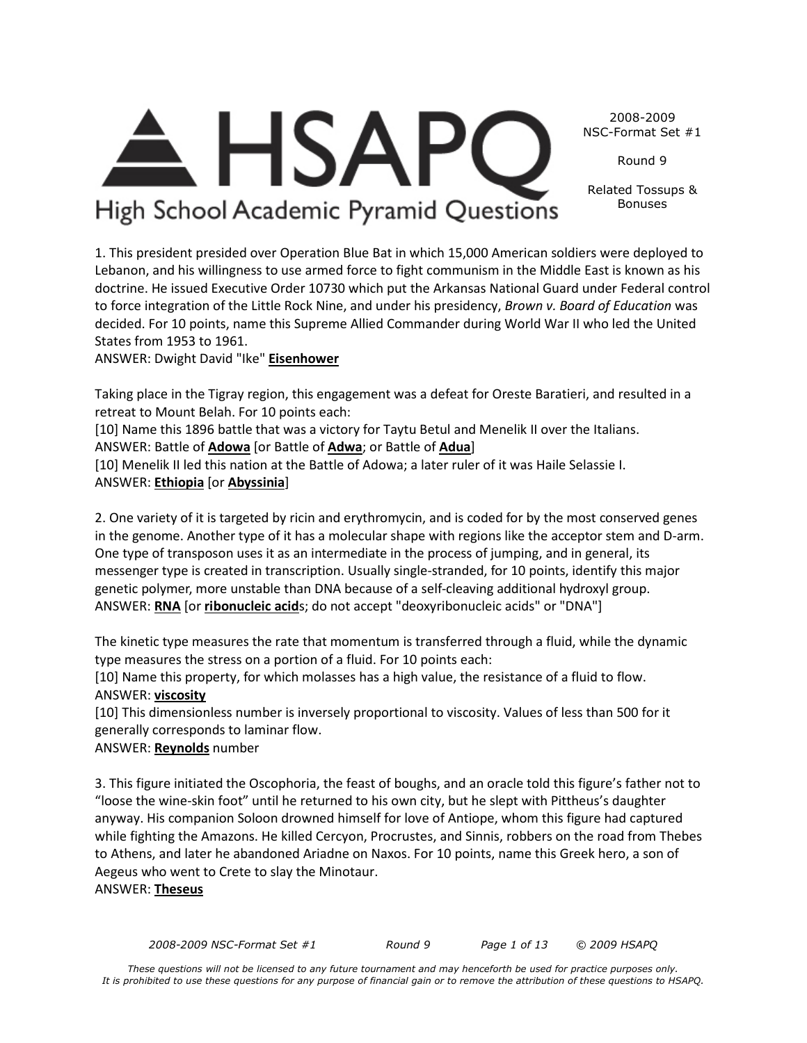# HSAPQ

High School Academic Pyramid Questions

2008-2009 NSC-Format Set #1

Round 9

Related Tossups & Bonuses

1. This president presided over Operation Blue Bat in which 15,000 American soldiers were deployed to Lebanon, and his willingness to use armed force to fight communism in the Middle East is known as his doctrine. He issued Executive Order 10730 which put the Arkansas National Guard under Federal control to force integration of the Little Rock Nine, and under his presidency, *Brown v. Board of Education* was decided. For 10 points, name this Supreme Allied Commander during World War II who led the United States from 1953 to 1961.
ANSWER: Dwight David "Ike" **Eisenhower**

Taking place in the Tigray region, this engagement was a defeat for Oreste Baratieri, and resulted in a retreat to Mount Belah. For 10 points each:
[10] Name this 1896 battle that was a victory for Taytu Betul and Menelik II over the Italians.
ANSWER: Battle of **Adowa** [or Battle of **Adwa**; or Battle of **Adua**]
[10] Menelik II led this nation at the Battle of Adowa; a later ruler of it was Haile Selassie I.
ANSWER: **Ethiopia** [or **Abyssinia**]

2. One variety of it is targeted by ricin and erythromycin, and is coded for by the most conserved genes in the genome. Another type of it has a molecular shape with regions like the acceptor stem and D-arm. One type of transposon uses it as an intermediate in the process of jumping, and in general, its messenger type is created in transcription. Usually single-stranded, for 10 points, identify this major genetic polymer, more unstable than DNA because of a self-cleaving additional hydroxyl group.
ANSWER: **RNA** [or **ribonucleic acid**s; do not accept "deoxyribonucleic acids" or "DNA"]

The kinetic type measures the rate that momentum is transferred through a fluid, while the dynamic type measures the stress on a portion of a fluid. For 10 points each:
[10] Name this property, for which molasses has a high value, the resistance of a fluid to flow.
ANSWER: **viscosity**
[10] This dimensionless number is inversely proportional to viscosity. Values of less than 500 for it generally corresponds to laminar flow.
ANSWER: **Reynolds** number

3. This figure initiated the Oscophoria, the feast of boughs, and an oracle told this figure's father not to "loose the wine-skin foot" until he returned to his own city, but he slept with Pittheus's daughter anyway. His companion Soloon drowned himself for love of Antiope, whom this figure had captured while fighting the Amazons. He killed Cercyon, Procrustes, and Sinnis, robbers on the road from Thebes to Athens, and later he abandoned Ariadne on Naxos. For 10 points, name this Greek hero, a son of Aegeus who went to Crete to slay the Minotaur.
ANSWER: **Theseus**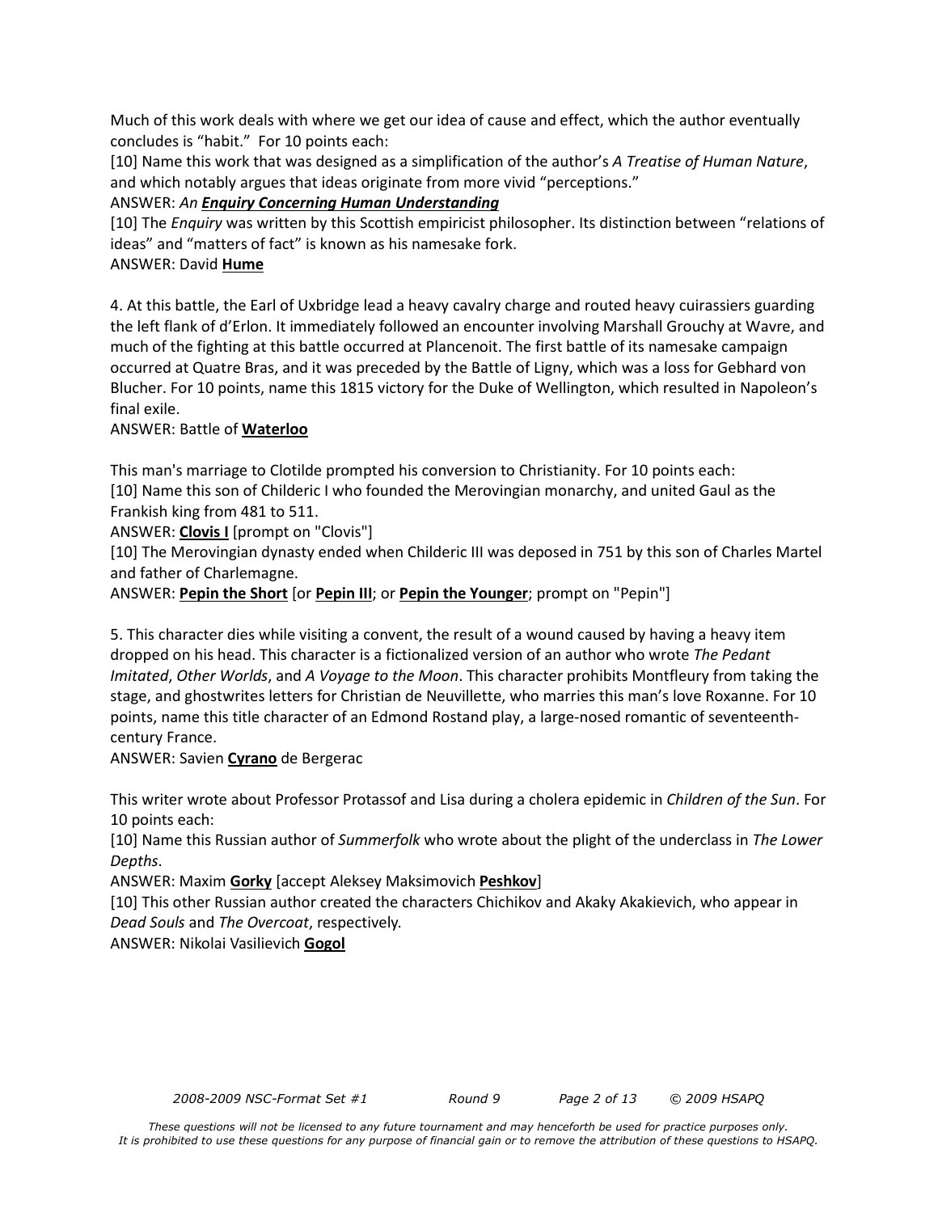Much of this work deals with where we get our idea of cause and effect, which the author eventually concludes is "habit." For 10 points each:

[10] Name this work that was designed as a simplification of the author's *A Treatise of Human Nature*, and which notably argues that ideas originate from more vivid "perceptions."

ANSWER: *An* ***Enquiry Concerning Human Understanding***

[10] The *Enquiry* was written by this Scottish empiricist philosopher. Its distinction between "relations of ideas" and "matters of fact" is known as his namesake fork.

ANSWER: David **Hume**

4. At this battle, the Earl of Uxbridge lead a heavy cavalry charge and routed heavy cuirassiers guarding the left flank of d'Erlon. It immediately followed an encounter involving Marshall Grouchy at Wavre, and much of the fighting at this battle occurred at Plancenoit. The first battle of its namesake campaign occurred at Quatre Bras, and it was preceded by the Battle of Ligny, which was a loss for Gebhard von Blucher. For 10 points, name this 1815 victory for the Duke of Wellington, which resulted in Napoleon's final exile.

ANSWER: Battle of **Waterloo**

This man's marriage to Clotilde prompted his conversion to Christianity. For 10 points each:

[10] Name this son of Childeric I who founded the Merovingian monarchy, and united Gaul as the Frankish king from 481 to 511.

ANSWER: **Clovis I** [prompt on "Clovis"]

[10] The Merovingian dynasty ended when Childeric III was deposed in 751 by this son of Charles Martel and father of Charlemagne.

ANSWER: **Pepin the Short** [or **Pepin III**; or **Pepin the Younger**; prompt on "Pepin"]

5. This character dies while visiting a convent, the result of a wound caused by having a heavy item dropped on his head. This character is a fictionalized version of an author who wrote *The Pedant Imitated*, *Other Worlds*, and *A Voyage to the Moon*. This character prohibits Montfleury from taking the stage, and ghostwrites letters for Christian de Neuvillette, who marries this man's love Roxanne. For 10 points, name this title character of an Edmond Rostand play, a large-nosed romantic of seventeenth-century France.

ANSWER: Savien **Cyrano** de Bergerac

This writer wrote about Professor Protassof and Lisa during a cholera epidemic in *Children of the Sun*. For 10 points each:

[10] Name this Russian author of *Summerfolk* who wrote about the plight of the underclass in *The Lower Depths*.

ANSWER: Maxim **Gorky** [accept Aleksey Maksimovich **Peshkov**]

[10] This other Russian author created the characters Chichikov and Akaky Akakievich, who appear in *Dead Souls* and *The Overcoat*, respectively.

ANSWER: Nikolai Vasilievich **Gogol**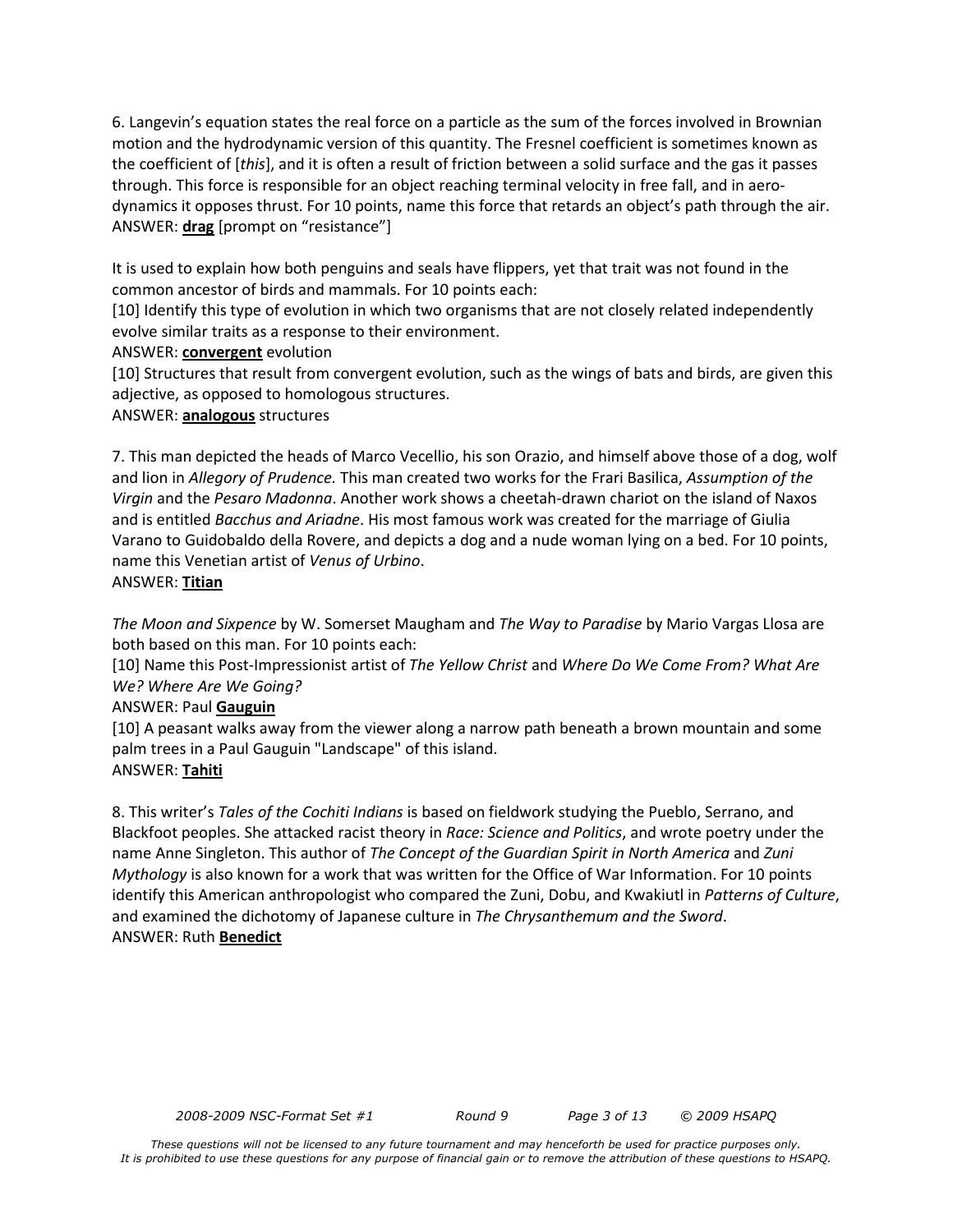6. Langevin's equation states the real force on a particle as the sum of the forces involved in Brownian motion and the hydrodynamic version of this quantity. The Fresnel coefficient is sometimes known as the coefficient of [*this*], and it is often a result of friction between a solid surface and the gas it passes through. This force is responsible for an object reaching terminal velocity in free fall, and in aero-dynamics it opposes thrust. For 10 points, name this force that retards an object's path through the air.
ANSWER: **drag** [prompt on "resistance"]

It is used to explain how both penguins and seals have flippers, yet that trait was not found in the common ancestor of birds and mammals. For 10 points each:

[10] Identify this type of evolution in which two organisms that are not closely related independently evolve similar traits as a response to their environment.
ANSWER: **convergent** evolution

[10] Structures that result from convergent evolution, such as the wings of bats and birds, are given this adjective, as opposed to homologous structures.
ANSWER: **analogous** structures

7. This man depicted the heads of Marco Vecellio, his son Orazio, and himself above those of a dog, wolf and lion in *Allegory of Prudence.* This man created two works for the Frari Basilica, *Assumption of the Virgin* and the *Pesaro Madonna*. Another work shows a cheetah-drawn chariot on the island of Naxos and is entitled *Bacchus and Ariadne*. His most famous work was created for the marriage of Giulia Varano to Guidobaldo della Rovere, and depicts a dog and a nude woman lying on a bed. For 10 points, name this Venetian artist of *Venus of Urbino*.
ANSWER: **Titian**

*The Moon and Sixpence* by W. Somerset Maugham and *The Way to Paradise* by Mario Vargas Llosa are both based on this man. For 10 points each:

[10] Name this Post-Impressionist artist of *The Yellow Christ* and *Where Do We Come From? What Are We? Where Are We Going?*
ANSWER: Paul **Gauguin**

[10] A peasant walks away from the viewer along a narrow path beneath a brown mountain and some palm trees in a Paul Gauguin "Landscape" of this island.
ANSWER: **Tahiti**

8. This writer's *Tales of the Cochiti Indians* is based on fieldwork studying the Pueblo, Serrano, and Blackfoot peoples. She attacked racist theory in *Race: Science and Politics*, and wrote poetry under the name Anne Singleton. This author of *The Concept of the Guardian Spirit in North America* and *Zuni Mythology* is also known for a work that was written for the Office of War Information. For 10 points identify this American anthropologist who compared the Zuni, Dobu, and Kwakiutl in *Patterns of Culture*, and examined the dichotomy of Japanese culture in *The Chrysanthemum and the Sword*.
ANSWER: Ruth **Benedict**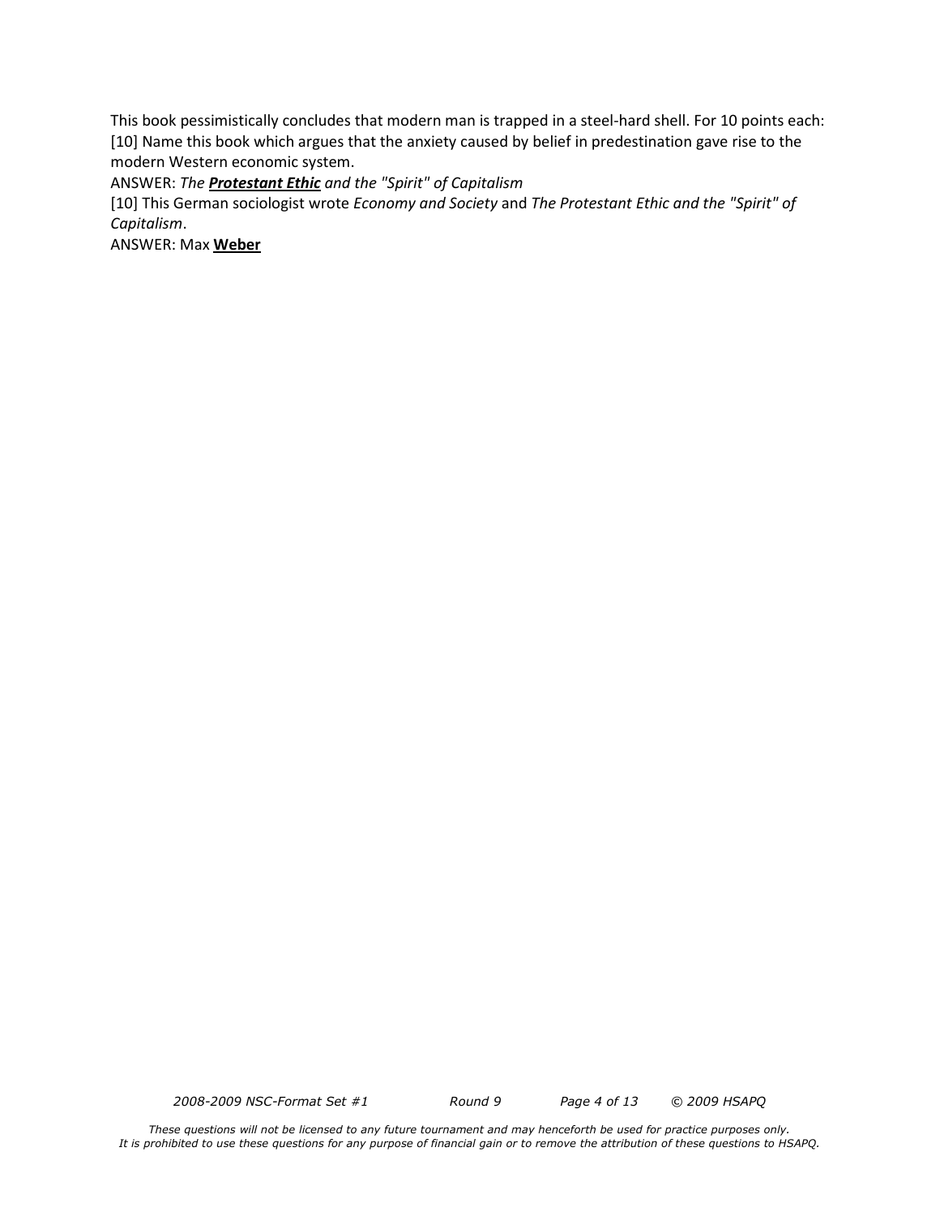This book pessimistically concludes that modern man is trapped in a steel-hard shell. For 10 points each:
[10] Name this book which argues that the anxiety caused by belief in predestination gave rise to the modern Western economic system.

ANSWER: *The **Protestant Ethic** and the "Spirit" of Capitalism*

[10] This German sociologist wrote *Economy and Society* and *The Protestant Ethic and the "Spirit" of Capitalism*.

ANSWER: Max **Weber**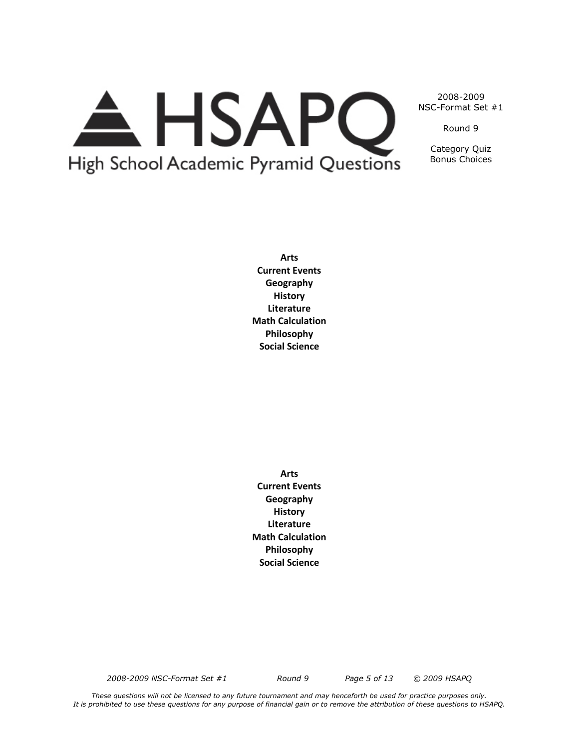**Category Quiz**
**Bonus Choices**

**Arts**
**Current Events**
**Geography**
**History**
**Literature**
**Math Calculation**
**Philosophy**
**Social Science**

**Arts**
**Current Events**
**Geography**
**History**
**Literature**
**Math Calculation**
**Philosophy**
**Social Science**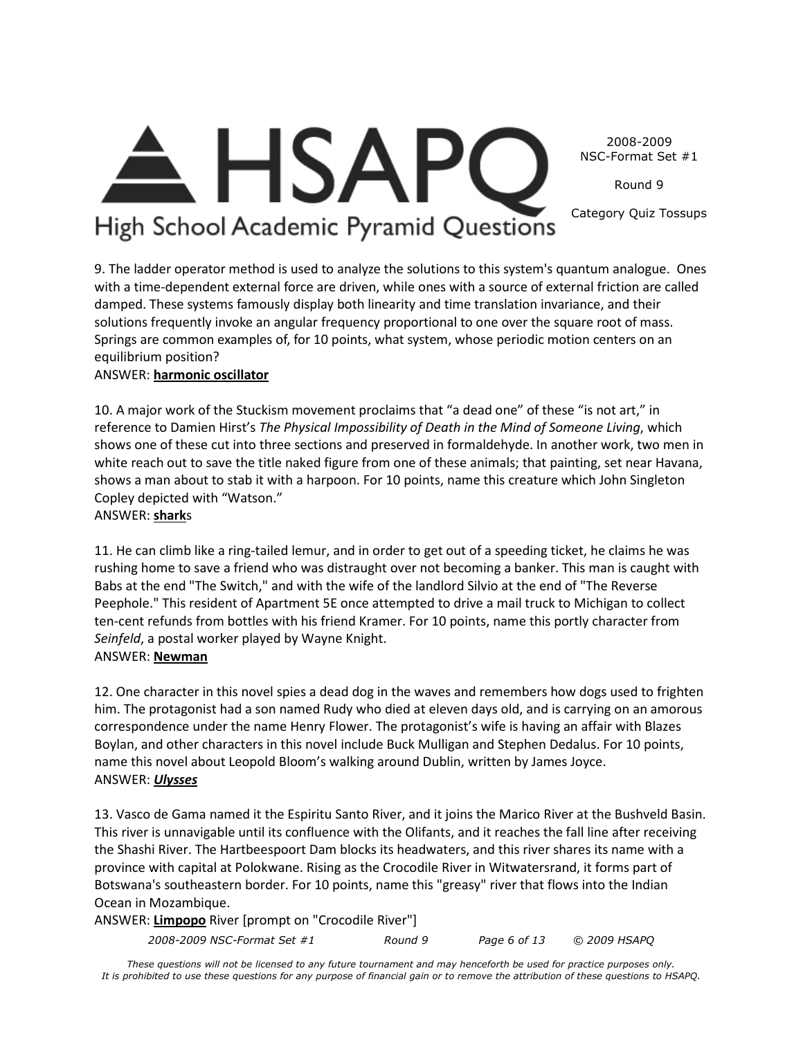9. The ladder operator method is used to analyze the solutions to this system's quantum analogue. Ones with a time-dependent external force are driven, while ones with a source of external friction are called damped. These systems famously display both linearity and time translation invariance, and their solutions frequently invoke an angular frequency proportional to one over the square root of mass. Springs are common examples of, for 10 points, what system, whose periodic motion centers on an equilibrium position?
ANSWER: **harmonic oscillator**

10. A major work of the Stuckism movement proclaims that "a dead one" of these "is not art," in reference to Damien Hirst's *The Physical Impossibility of Death in the Mind of Someone Living*, which shows one of these cut into three sections and preserved in formaldehyde. In another work, two men in white reach out to save the title naked figure from one of these animals; that painting, set near Havana, shows a man about to stab it with a harpoon. For 10 points, name this creature which John Singleton Copley depicted with "Watson."
ANSWER: **shark**s

11. He can climb like a ring-tailed lemur, and in order to get out of a speeding ticket, he claims he was rushing home to save a friend who was distraught over not becoming a banker. This man is caught with Babs at the end "The Switch," and with the wife of the landlord Silvio at the end of "The Reverse Peephole." This resident of Apartment 5E once attempted to drive a mail truck to Michigan to collect ten-cent refunds from bottles with his friend Kramer. For 10 points, name this portly character from *Seinfeld*, a postal worker played by Wayne Knight.
ANSWER: **Newman**

12. One character in this novel spies a dead dog in the waves and remembers how dogs used to frighten him. The protagonist had a son named Rudy who died at eleven days old, and is carrying on an amorous correspondence under the name Henry Flower. The protagonist's wife is having an affair with Blazes Boylan, and other characters in this novel include Buck Mulligan and Stephen Dedalus. For 10 points, name this novel about Leopold Bloom's walking around Dublin, written by James Joyce.
ANSWER: ***Ulysses***

13. Vasco de Gama named it the Espiritu Santo River, and it joins the Marico River at the Bushveld Basin. This river is unnavigable until its confluence with the Olifants, and it reaches the fall line after receiving the Shashi River. The Hartbeespoort Dam blocks its headwaters, and this river shares its name with a province with capital at Polokwane. Rising as the Crocodile River in Witwatersrand, it forms part of Botswana's southeastern border. For 10 points, name this "greasy" river that flows into the Indian Ocean in Mozambique.
ANSWER: **Limpopo** River [prompt on "Crocodile River"]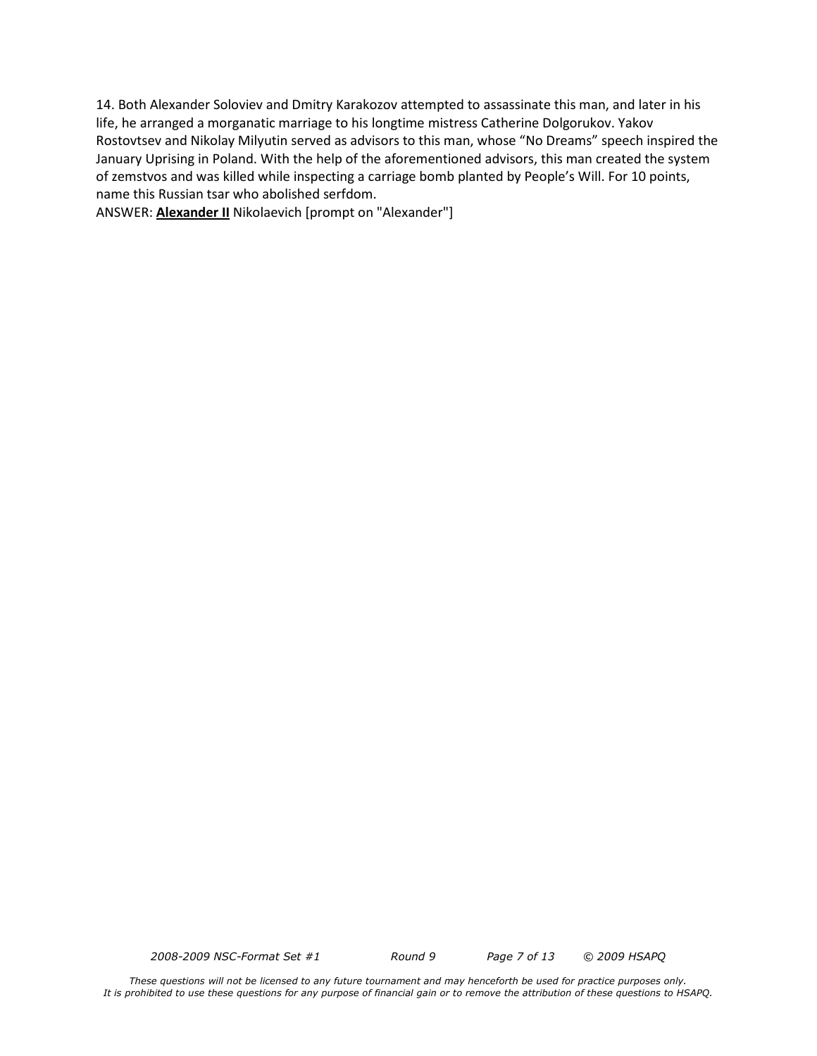14. Both Alexander Soloviev and Dmitry Karakozov attempted to assassinate this man, and later in his life, he arranged a morganatic marriage to his longtime mistress Catherine Dolgorukov. Yakov Rostovtsev and Nikolay Milyutin served as advisors to this man, whose "No Dreams" speech inspired the January Uprising in Poland. With the help of the aforementioned advisors, this man created the system of zemstvos and was killed while inspecting a carriage bomb planted by People's Will. For 10 points, name this Russian tsar who abolished serfdom.

ANSWER: **<u>Alexander II</u>** Nikolaevich [prompt on "Alexander"]

*These questions will not be licensed to any future tournament and may henceforth be used for practice purposes only. It is prohibited to use these questions for any purpose of financial gain or to remove the attribution of these questions to HSAPQ.*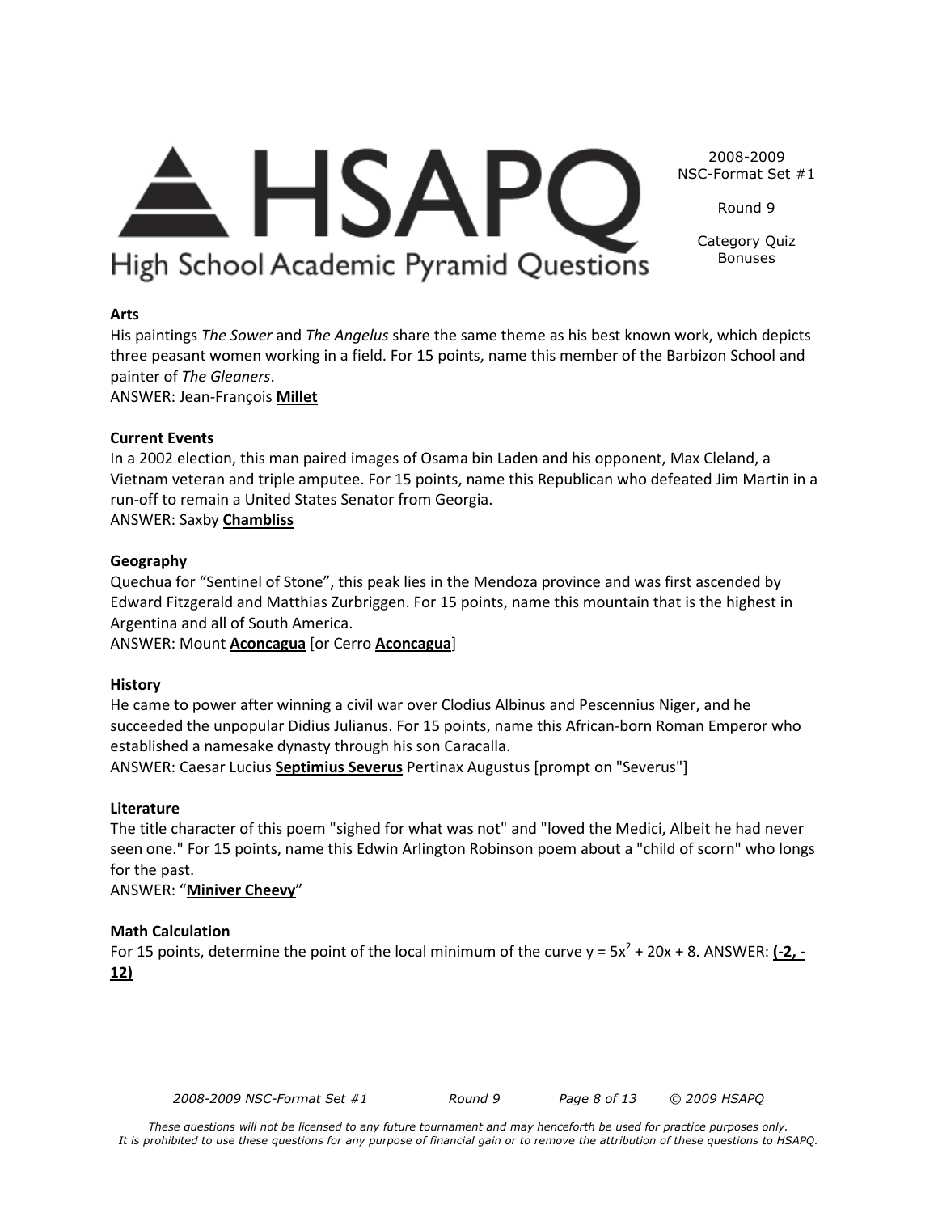# HSAPQ
High School Academic Pyramid Questions

2008-2009
NSC-Format Set #1

Round 9

Category Quiz
Bonuses

**Arts**
His paintings *The Sower* and *The Angelus* share the same theme as his best known work, which depicts three peasant women working in a field. For 15 points, name this member of the Barbizon School and painter of *The Gleaners*.
ANSWER: Jean-François **Millet**

**Current Events**
In a 2002 election, this man paired images of Osama bin Laden and his opponent, Max Cleland, a Vietnam veteran and triple amputee. For 15 points, name this Republican who defeated Jim Martin in a run-off to remain a United States Senator from Georgia.
ANSWER: Saxby **Chambliss**

**Geography**
Quechua for "Sentinel of Stone", this peak lies in the Mendoza province and was first ascended by Edward Fitzgerald and Matthias Zurbriggen. For 15 points, name this mountain that is the highest in Argentina and all of South America.
ANSWER: Mount **Aconcagua** [or Cerro **Aconcagua**]

**History**
He came to power after winning a civil war over Clodius Albinus and Pescennius Niger, and he succeeded the unpopular Didius Julianus. For 15 points, name this African-born Roman Emperor who established a namesake dynasty through his son Caracalla.
ANSWER: Caesar Lucius **Septimius Severus** Pertinax Augustus [prompt on "Severus"]

**Literature**
The title character of this poem "sighed for what was not" and "loved the Medici, Albeit he had never seen one." For 15 points, name this Edwin Arlington Robinson poem about a "child of scorn" who longs for the past.
ANSWER: "**Miniver Cheevy**"

**Math Calculation**
For 15 points, determine the point of the local minimum of the curve $y = 5x^2 + 20x + 8$. ANSWER: **(-2, -12)**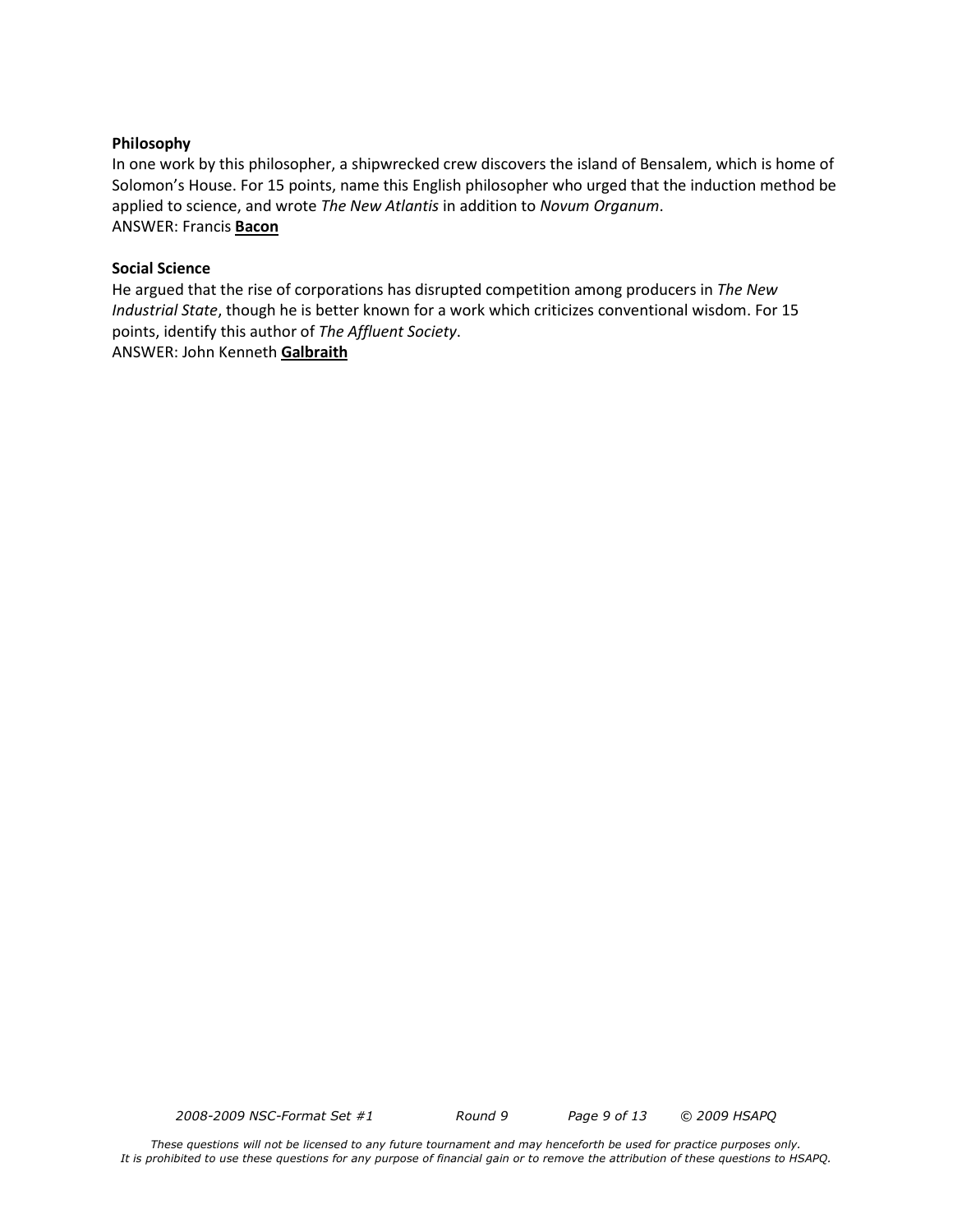**Philosophy**

In one work by this philosopher, a shipwrecked crew discovers the island of Bensalem, which is home of Solomon's House. For 15 points, name this English philosopher who urged that the induction method be applied to science, and wrote *The New Atlantis* in addition to *Novum Organum*.

ANSWER: Francis **Bacon**

**Social Science**

He argued that the rise of corporations has disrupted competition among producers in *The New Industrial State*, though he is better known for a work which criticizes conventional wisdom. For 15 points, identify this author of *The Affluent Society*.

ANSWER: John Kenneth **Galbraith**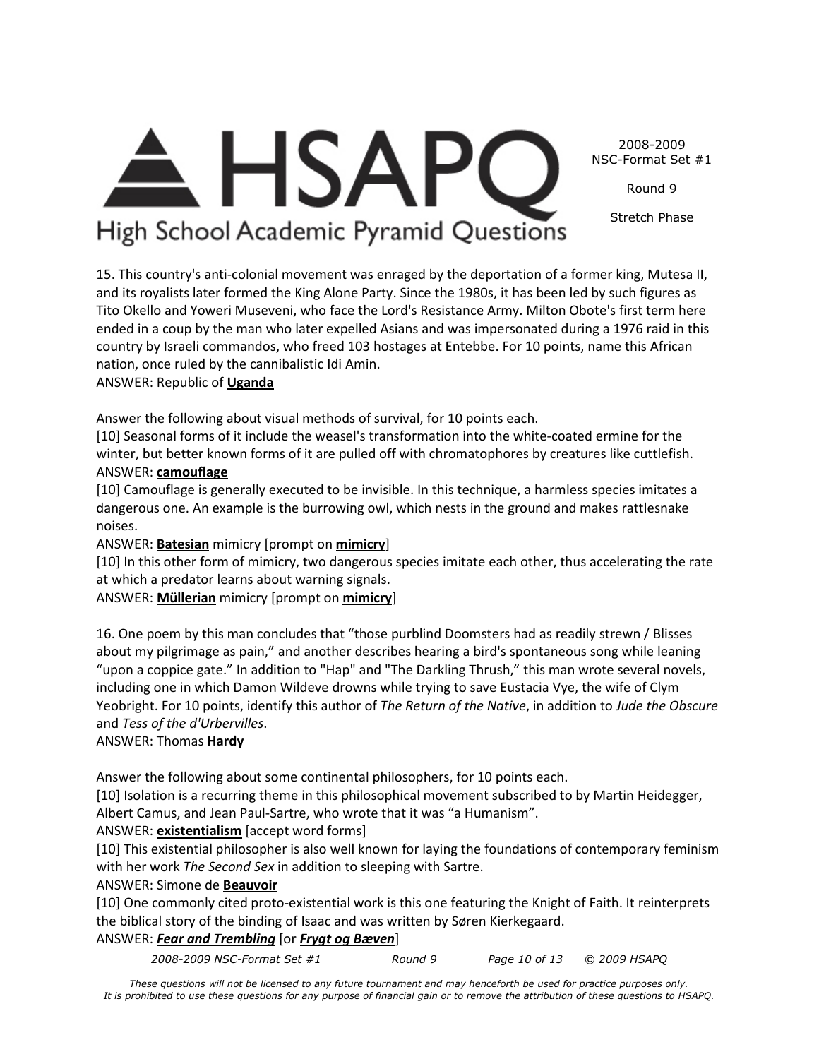15. This country's anti-colonial movement was enraged by the deportation of a former king, Mutesa II, and its royalists later formed the King Alone Party. Since the 1980s, it has been led by such figures as Tito Okello and Yoweri Museveni, who face the Lord's Resistance Army. Milton Obote's first term here ended in a coup by the man who later expelled Asians and was impersonated during a 1976 raid in this country by Israeli commandos, who freed 103 hostages at Entebbe. For 10 points, name this African nation, once ruled by the cannibalistic Idi Amin.
ANSWER: Republic of **Uganda**

Answer the following about visual methods of survival, for 10 points each.
[10] Seasonal forms of it include the weasel's transformation into the white-coated ermine for the winter, but better known forms of it are pulled off with chromatophores by creatures like cuttlefish.
ANSWER: **camouflage**
[10] Camouflage is generally executed to be invisible. In this technique, a harmless species imitates a dangerous one. An example is the burrowing owl, which nests in the ground and makes rattlesnake noises.
ANSWER: **Batesian** mimicry [prompt on **mimicry**]
[10] In this other form of mimicry, two dangerous species imitate each other, thus accelerating the rate at which a predator learns about warning signals.
ANSWER: **Müllerian** mimicry [prompt on **mimicry**]

16. One poem by this man concludes that "those purblind Doomsters had as readily strewn / Blisses about my pilgrimage as pain," and another describes hearing a bird's spontaneous song while leaning "upon a coppice gate." In addition to "Hap" and "The Darkling Thrush," this man wrote several novels, including one in which Damon Wildeve drowns while trying to save Eustacia Vye, the wife of Clym Yeobright. For 10 points, identify this author of *The Return of the Native*, in addition to *Jude the Obscure* and *Tess of the d'Urbervilles*.
ANSWER: Thomas **Hardy**

Answer the following about some continental philosophers, for 10 points each.
[10] Isolation is a recurring theme in this philosophical movement subscribed to by Martin Heidegger, Albert Camus, and Jean Paul-Sartre, who wrote that it was "a Humanism".
ANSWER: **existentialism** [accept word forms]
[10] This existential philosopher is also well known for laying the foundations of contemporary feminism with her work *The Second Sex* in addition to sleeping with Sartre.
ANSWER: Simone de **Beauvoir**
[10] One commonly cited proto-existential work is this one featuring the Knight of Faith. It reinterprets the biblical story of the binding of Isaac and was written by Søren Kierkegaard.
ANSWER: ***Fear and Trembling*** [or ***Frygt og Bæven***]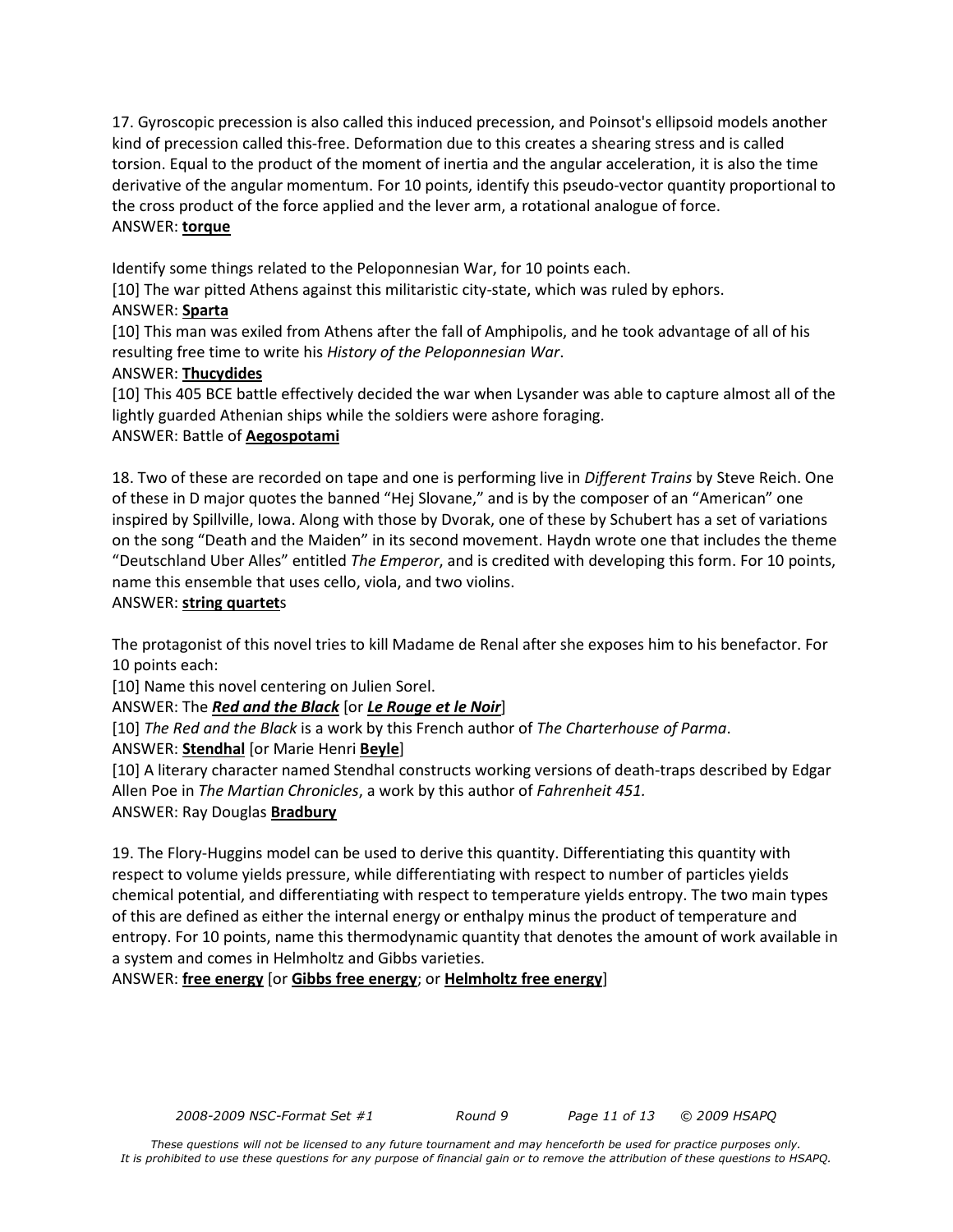17. Gyroscopic precession is also called this induced precession, and Poinsot's ellipsoid models another kind of precession called this-free. Deformation due to this creates a shearing stress and is called torsion. Equal to the product of the moment of inertia and the angular acceleration, it is also the time derivative of the angular momentum. For 10 points, identify this pseudo-vector quantity proportional to the cross product of the force applied and the lever arm, a rotational analogue of force.
ANSWER: **torque**

Identify some things related to the Peloponnesian War, for 10 points each.
[10] The war pitted Athens against this militaristic city-state, which was ruled by ephors.
ANSWER: **Sparta**
[10] This man was exiled from Athens after the fall of Amphipolis, and he took advantage of all of his resulting free time to write his *History of the Peloponnesian War*.
ANSWER: **Thucydides**
[10] This 405 BCE battle effectively decided the war when Lysander was able to capture almost all of the lightly guarded Athenian ships while the soldiers were ashore foraging.
ANSWER: Battle of **Aegospotami**

18. Two of these are recorded on tape and one is performing live in *Different Trains* by Steve Reich. One of these in D major quotes the banned "Hej Slovane," and is by the composer of an "American" one inspired by Spillville, Iowa. Along with those by Dvorak, one of these by Schubert has a set of variations on the song "Death and the Maiden" in its second movement. Haydn wrote one that includes the theme "Deutschland Uber Alles" entitled *The Emperor*, and is credited with developing this form. For 10 points, name this ensemble that uses cello, viola, and two violins.
ANSWER: **string quartet**s

The protagonist of this novel tries to kill Madame de Renal after she exposes him to his benefactor. For 10 points each:
[10] Name this novel centering on Julien Sorel.
ANSWER: The ***Red and the Black*** [or ***Le Rouge et le Noir***]
[10] *The Red and the Black* is a work by this French author of *The Charterhouse of Parma*.
ANSWER: **Stendhal** [or Marie Henri **Beyle**]
[10] A literary character named Stendhal constructs working versions of death-traps described by Edgar Allen Poe in *The Martian Chronicles*, a work by this author of *Fahrenheit 451.*
ANSWER: Ray Douglas **Bradbury**

19. The Flory-Huggins model can be used to derive this quantity. Differentiating this quantity with respect to volume yields pressure, while differentiating with respect to number of particles yields chemical potential, and differentiating with respect to temperature yields entropy. The two main types of this are defined as either the internal energy or enthalpy minus the product of temperature and entropy. For 10 points, name this thermodynamic quantity that denotes the amount of work available in a system and comes in Helmholtz and Gibbs varieties.
ANSWER: **free energy** [or **Gibbs free energy**; or **Helmholtz free energy**]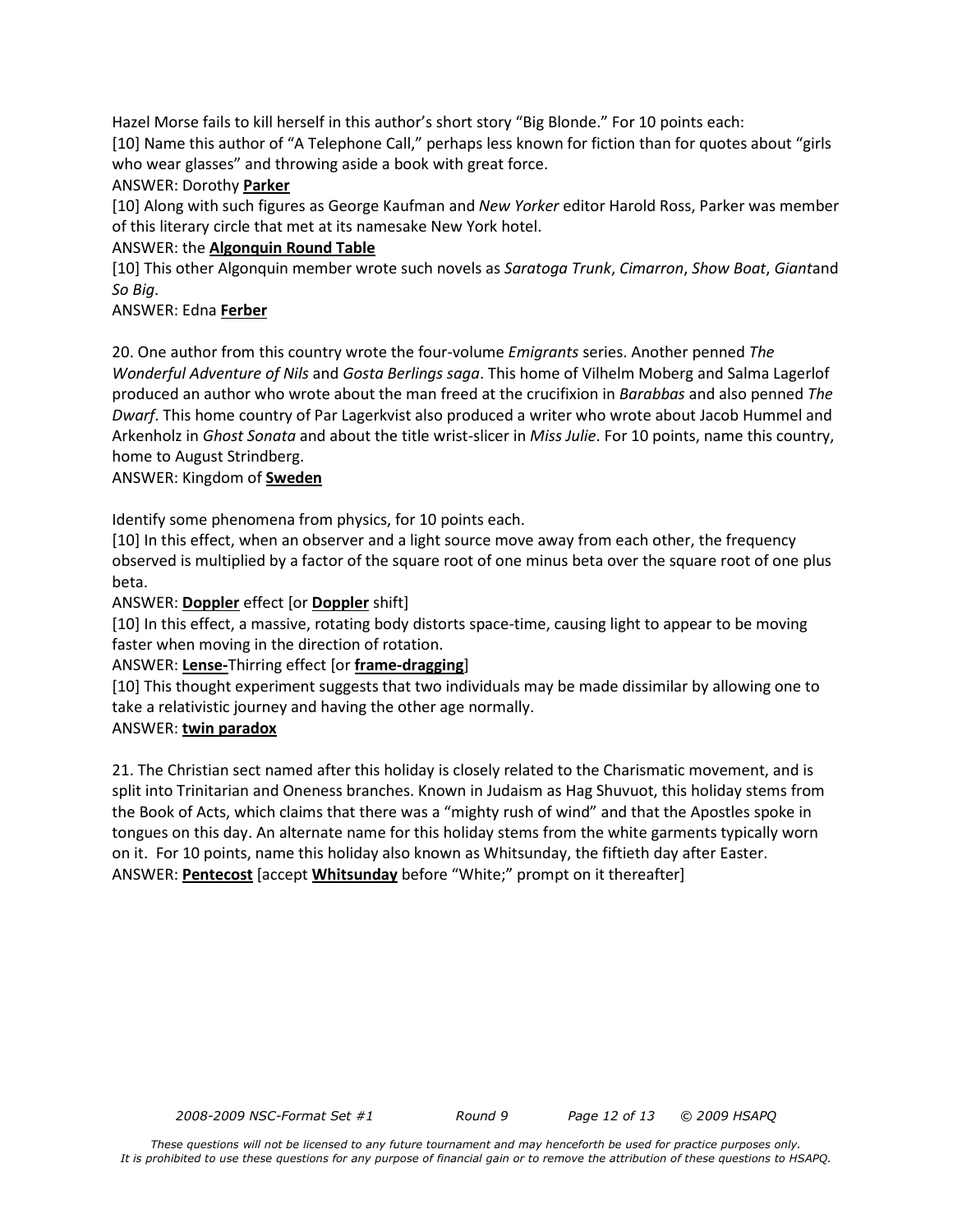Hazel Morse fails to kill herself in this author's short story "Big Blonde." For 10 points each:

[10] Name this author of "A Telephone Call," perhaps less known for fiction than for quotes about "girls who wear glasses" and throwing aside a book with great force.

ANSWER: Dorothy **Parker**

[10] Along with such figures as George Kaufman and *New Yorker* editor Harold Ross, Parker was member of this literary circle that met at its namesake New York hotel.

ANSWER: the **Algonquin Round Table**

[10] This other Algonquin member wrote such novels as *Saratoga Trunk*, *Cimarron*, *Show Boat*, *Giant*and *So Big*.

ANSWER: Edna **Ferber**

20. One author from this country wrote the four-volume *Emigrants* series. Another penned *The Wonderful Adventure of Nils* and *Gosta Berlings saga*. This home of Vilhelm Moberg and Salma Lagerlof produced an author who wrote about the man freed at the crucifixion in *Barabbas* and also penned *The Dwarf*. This home country of Par Lagerkvist also produced a writer who wrote about Jacob Hummel and Arkenholz in *Ghost Sonata* and about the title wrist-slicer in *Miss Julie*. For 10 points, name this country, home to August Strindberg.

ANSWER: Kingdom of **Sweden**

Identify some phenomena from physics, for 10 points each.

[10] In this effect, when an observer and a light source move away from each other, the frequency observed is multiplied by a factor of the square root of one minus beta over the square root of one plus beta.

ANSWER: **Doppler** effect [or **Doppler** shift]

[10] In this effect, a massive, rotating body distorts space-time, causing light to appear to be moving faster when moving in the direction of rotation.

ANSWER: **Lense-**Thirring effect [or **frame-dragging**]

[10] This thought experiment suggests that two individuals may be made dissimilar by allowing one to take a relativistic journey and having the other age normally.

ANSWER: **twin paradox**

21. The Christian sect named after this holiday is closely related to the Charismatic movement, and is split into Trinitarian and Oneness branches. Known in Judaism as Hag Shuvuot, this holiday stems from the Book of Acts, which claims that there was a "mighty rush of wind" and that the Apostles spoke in tongues on this day. An alternate name for this holiday stems from the white garments typically worn on it. For 10 points, name this holiday also known as Whitsunday, the fiftieth day after Easter.

ANSWER: **Pentecost** [accept **Whitsunday** before "White;" prompt on it thereafter]

*These questions will not be licensed to any future tournament and may henceforth be used for practice purposes only. It is prohibited to use these questions for any purpose of financial gain or to remove the attribution of these questions to HSAPQ.*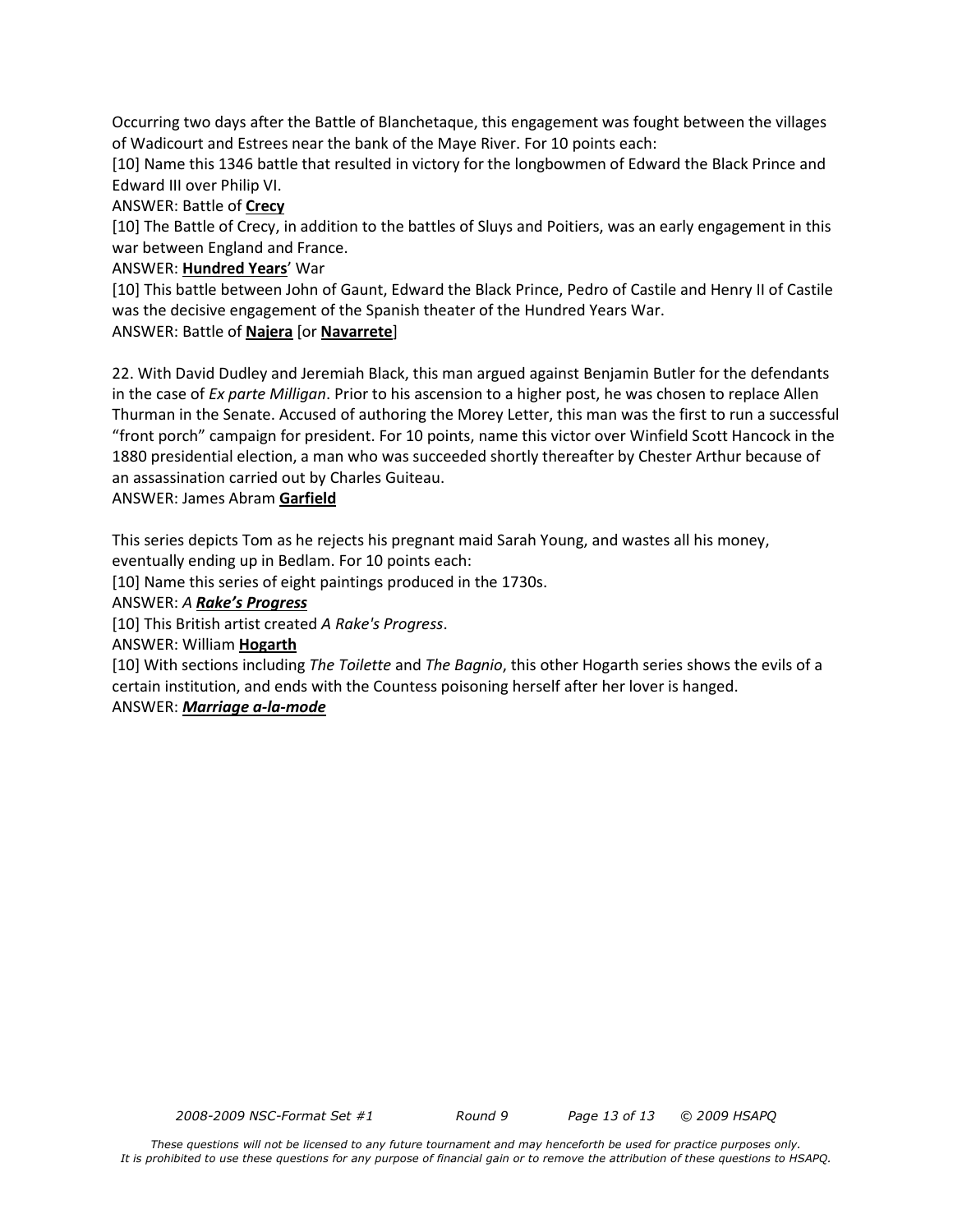Occurring two days after the Battle of Blanchetaque, this engagement was fought between the villages of Wadicourt and Estrees near the bank of the Maye River. For 10 points each:

[10] Name this 1346 battle that resulted in victory for the longbowmen of Edward the Black Prince and Edward III over Philip VI.

ANSWER: Battle of **Crecy**

[10] The Battle of Crecy, in addition to the battles of Sluys and Poitiers, was an early engagement in this war between England and France.

ANSWER: **Hundred Years**' War

[10] This battle between John of Gaunt, Edward the Black Prince, Pedro of Castile and Henry II of Castile was the decisive engagement of the Spanish theater of the Hundred Years War.

ANSWER: Battle of **Najera** [or **Navarrete**]

22. With David Dudley and Jeremiah Black, this man argued against Benjamin Butler for the defendants in the case of *Ex parte Milligan*. Prior to his ascension to a higher post, he was chosen to replace Allen Thurman in the Senate. Accused of authoring the Morey Letter, this man was the first to run a successful "front porch" campaign for president. For 10 points, name this victor over Winfield Scott Hancock in the 1880 presidential election, a man who was succeeded shortly thereafter by Chester Arthur because of an assassination carried out by Charles Guiteau.

ANSWER: James Abram **Garfield**

This series depicts Tom as he rejects his pregnant maid Sarah Young, and wastes all his money, eventually ending up in Bedlam. For 10 points each:

[10] Name this series of eight paintings produced in the 1730s.

ANSWER: *A* ***Rake's Progress***

[10] This British artist created *A Rake's Progress*.

ANSWER: William **Hogarth**

[10] With sections including *The Toilette* and *The Bagnio*, this other Hogarth series shows the evils of a certain institution, and ends with the Countess poisoning herself after her lover is hanged.

ANSWER: ***Marriage a-la-mode***